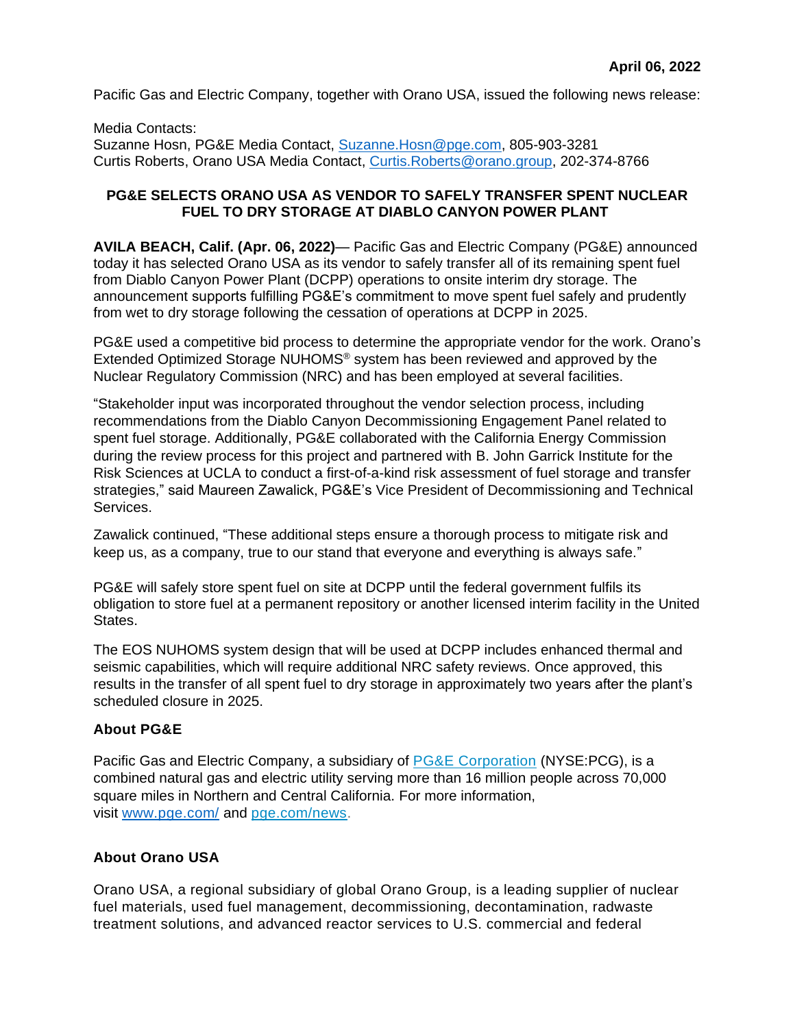**April 06, 2022**

Pacific Gas and Electric Company, together with Orano USA, issued the following news release:

Media Contacts:
Suzanne Hosn, PG&E Media Contact, [Suzanne.Hosn@pge.com](mailto:Suzanne.Hosn@pge.com), 805-903-3281
Curtis Roberts, Orano USA Media Contact, [Curtis.Roberts@orano.group](mailto:Curtis.Roberts@orano.group), 202-374-8766

## PG&E SELECTS ORANO USA AS VENDOR TO SAFELY TRANSFER SPENT NUCLEAR FUEL TO DRY STORAGE AT DIABLO CANYON POWER PLANT

**AVILA BEACH, Calif. (Apr. 06, 2022)**— Pacific Gas and Electric Company (PG&E) announced today it has selected Orano USA as its vendor to safely transfer all of its remaining spent fuel from Diablo Canyon Power Plant (DCPP) operations to onsite interim dry storage. The announcement supports fulfilling PG&E's commitment to move spent fuel safely and prudently from wet to dry storage following the cessation of operations at DCPP in 2025.

PG&E used a competitive bid process to determine the appropriate vendor for the work. Orano's Extended Optimized Storage NUHOMS® system has been reviewed and approved by the Nuclear Regulatory Commission (NRC) and has been employed at several facilities.

"Stakeholder input was incorporated throughout the vendor selection process, including recommendations from the Diablo Canyon Decommissioning Engagement Panel related to spent fuel storage. Additionally, PG&E collaborated with the California Energy Commission during the review process for this project and partnered with B. John Garrick Institute for the Risk Sciences at UCLA to conduct a first-of-a-kind risk assessment of fuel storage and transfer strategies," said Maureen Zawalick, PG&E's Vice President of Decommissioning and Technical Services.

Zawalick continued, "These additional steps ensure a thorough process to mitigate risk and keep us, as a company, true to our stand that everyone and everything is always safe."

PG&E will safely store spent fuel on site at DCPP until the federal government fulfils its obligation to store fuel at a permanent repository or another licensed interim facility in the United States.

The EOS NUHOMS system design that will be used at DCPP includes enhanced thermal and seismic capabilities, which will require additional NRC safety reviews. Once approved, this results in the transfer of all spent fuel to dry storage in approximately two years after the plant's scheduled closure in 2025.

### About PG&E

Pacific Gas and Electric Company, a subsidiary of [PG&E Corporation](#) (NYSE:PCG), is a combined natural gas and electric utility serving more than 16 million people across 70,000 square miles in Northern and Central California. For more information, visit [www.pge.com/](http://www.pge.com/) and [pge.com/news](http://pge.com/news).

### About Orano USA

Orano USA, a regional subsidiary of global Orano Group, is a leading supplier of nuclear fuel materials, used fuel management, decommissioning, decontamination, radwaste treatment solutions, and advanced reactor services to U.S. commercial and federal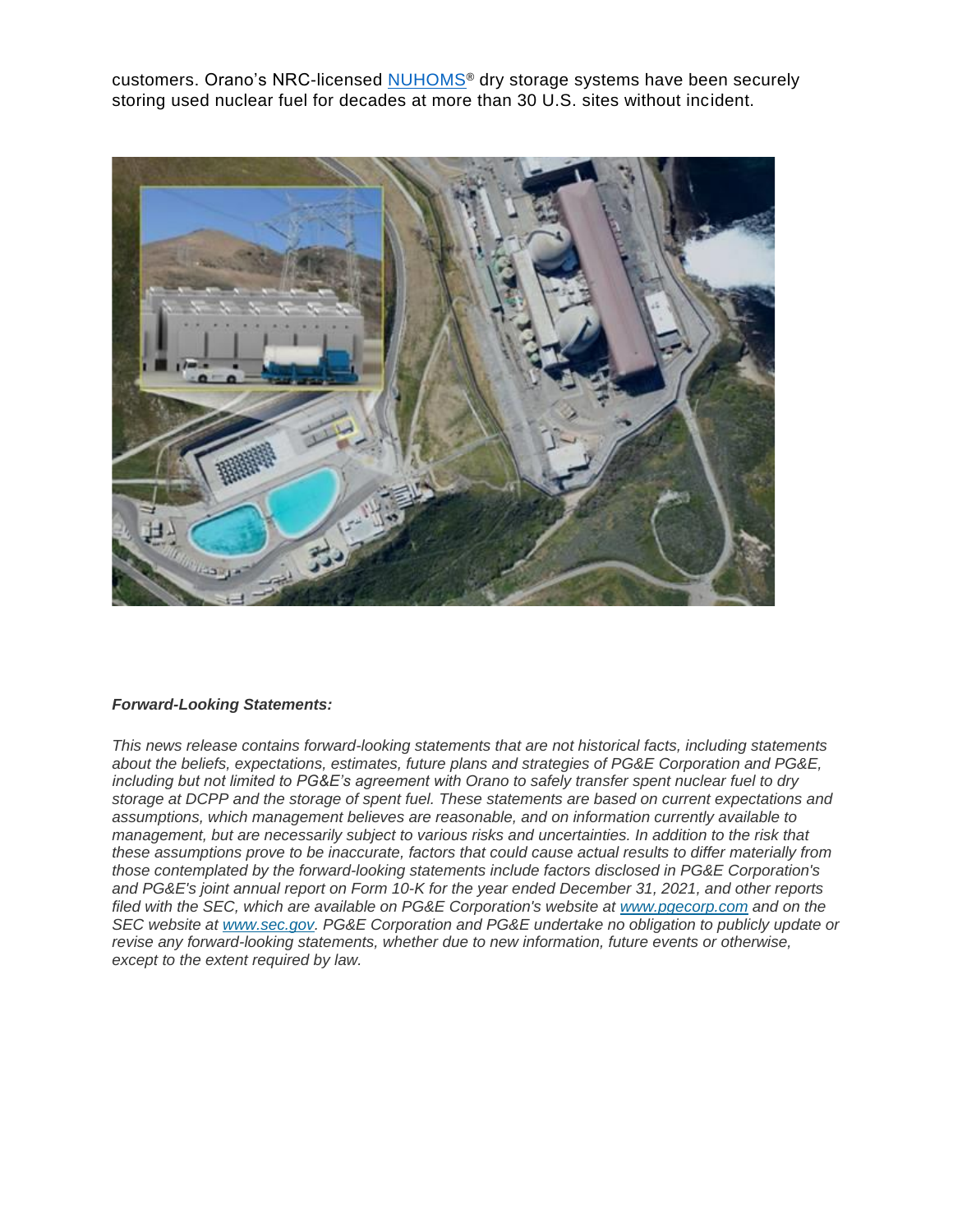customers. Orano's NRC-licensed NUHOMS® dry storage systems have been securely storing used nuclear fuel for decades at more than 30 U.S. sites without incident.

***Forward-Looking Statements:***

*This news release contains forward-looking statements that are not historical facts, including statements about the beliefs, expectations, estimates, future plans and strategies of PG&E Corporation and PG&E, including but not limited to PG&E's agreement with Orano to safely transfer spent nuclear fuel to dry storage at DCPP and the storage of spent fuel. These statements are based on current expectations and assumptions, which management believes are reasonable, and on information currently available to management, but are necessarily subject to various risks and uncertainties. In addition to the risk that these assumptions prove to be inaccurate, factors that could cause actual results to differ materially from those contemplated by the forward-looking statements include factors disclosed in PG&E Corporation's and PG&E's joint annual report on Form 10-K for the year ended December 31, 2021, and other reports filed with the SEC, which are available on PG&E Corporation's website at www.pgecorp.com and on the SEC website at www.sec.gov. PG&E Corporation and PG&E undertake no obligation to publicly update or revise any forward-looking statements, whether due to new information, future events or otherwise, except to the extent required by law.*